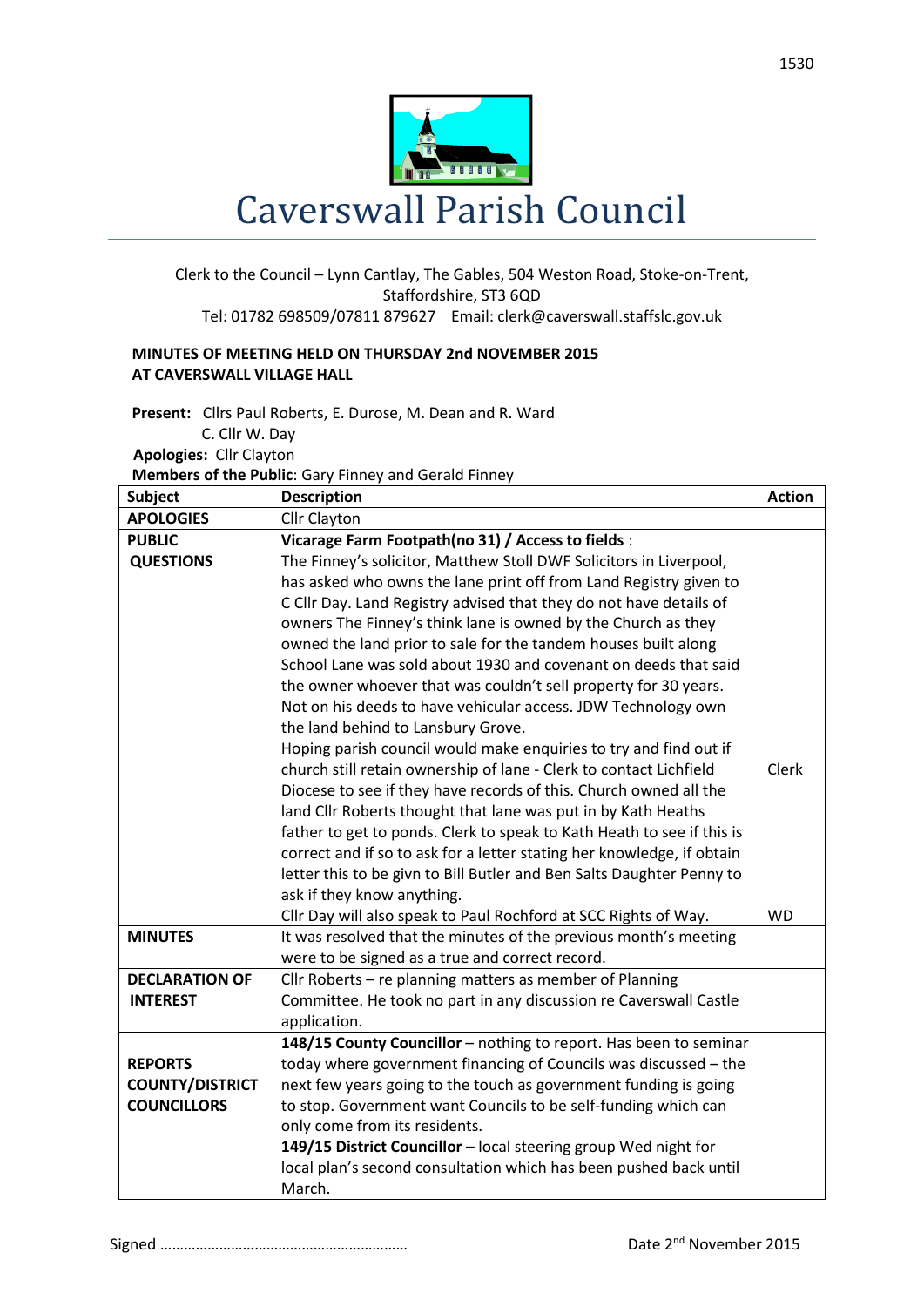# Caverswall Parish Council

Clerk to the Council – Lynn Cantlay, The Gables, 504 Weston Road, Stoke-on-Trent, Staffordshire, ST3 6QD
Tel: 01782 698509/07811 879627 Email: clerk@caverswall.staffslc.gov.uk

**MINUTES OF MEETING HELD ON THURSDAY 2nd NOVEMBER 2015**
**AT CAVERSWALL VILLAGE HALL**

**Present:** Cllrs Paul Roberts, E. Durose, M. Dean and R. Ward
C. Cllr W. Day
**Apologies:** Cllr Clayton
**Members of the Public**: Gary Finney and Gerald Finney

| Subject | Description | Action |
|---|---|---|
| **APOLOGIES** | Cllr Clayton | |
| **PUBLIC QUESTIONS** | **Vicarage Farm Footpath(no 31) / Access to fields** : The Finney's solicitor, Matthew Stoll DWF Solicitors in Liverpool, has asked who owns the lane print off from Land Registry given to C Cllr Day. Land Registry advised that they do not have details of owners The Finney's think lane is owned by the Church as they owned the land prior to sale for the tandem houses built along School Lane was sold about 1930 and covenant on deeds that said the owner whoever that was couldn't sell property for 30 years. Not on his deeds to have vehicular access. JDW Technology own the land behind to Lansbury Grove. Hoping parish council would make enquiries to try and find out if church still retain ownership of lane - Clerk to contact Lichfield Diocese to see if they have records of this. Church owned all the land Cllr Roberts thought that lane was put in by Kath Heaths father to get to ponds. Clerk to speak to Kath Heath to see if this is correct and if so to ask for a letter stating her knowledge, if obtain letter this to be givn to Bill Butler and Ben Salts Daughter Penny to ask if they know anything. Cllr Day will also speak to Paul Rochford at SCC Rights of Way. | Clerk<br><br>WD |
| **MINUTES** | It was resolved that the minutes of the previous month's meeting were to be signed as a true and correct record. | |
| **DECLARATION OF INTEREST** | Cllr Roberts – re planning matters as member of Planning Committee. He took no part in any discussion re Caverswall Castle application. | |
| **REPORTS COUNTY/DISTRICT COUNCILLORS** | **148/15 County Councillor** – nothing to report. Has been to seminar today where government financing of Councils was discussed – the next few years going to the touch as government funding is going to stop. Government want Councils to be self-funding which can only come from its residents. **149/15 District Councillor** – local steering group Wed night for local plan's second consultation which has been pushed back until March. | |

Signed …………………………………………………… Date 2nd November 2015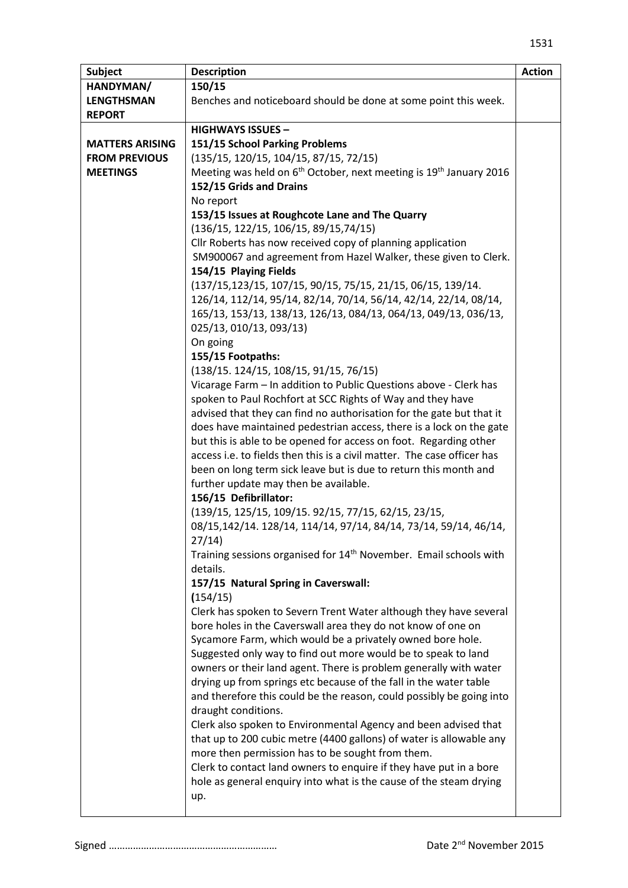| Subject | Description | Action |
|---|---|---|
| **HANDYMAN/ LENGTHSMAN REPORT** | **150/15**<br>Benches and noticeboard should be done at some point this week. | |
| **MATTERS ARISING FROM PREVIOUS MEETINGS** | **HIGHWAYS ISSUES –**<br>**151/15 School Parking Problems**<br>(135/15, 120/15, 104/15, 87/15, 72/15)<br>Meeting was held on 6th October, next meeting is 19th January 2016<br>**152/15 Grids and Drains**<br>No report<br>**153/15 Issues at Roughcote Lane and The Quarry**<br>(136/15, 122/15, 106/15, 89/15,74/15)<br>Cllr Roberts has now received copy of planning application SM900067 and agreement from Hazel Walker, these given to Clerk.<br>**154/15 Playing Fields**<br>(137/15,123/15, 107/15, 90/15, 75/15, 21/15, 06/15, 139/14. 126/14, 112/14, 95/14, 82/14, 70/14, 56/14, 42/14, 22/14, 08/14, 165/13, 153/13, 138/13, 126/13, 084/13, 064/13, 049/13, 036/13, 025/13, 010/13, 093/13)<br>On going<br>**155/15 Footpaths:**<br>(138/15. 124/15, 108/15, 91/15, 76/15)<br>Vicarage Farm – In addition to Public Questions above - Clerk has spoken to Paul Rochfort at SCC Rights of Way and they have advised that they can find no authorisation for the gate but that it does have maintained pedestrian access, there is a lock on the gate but this is able to be opened for access on foot. Regarding other access i.e. to fields then this is a civil matter. The case officer has been on long term sick leave but is due to return this month and further update may then be available.<br>**156/15 Defibrillator:**<br>(139/15, 125/15, 109/15. 92/15, 77/15, 62/15, 23/15, 08/15,142/14. 128/14, 114/14, 97/14, 84/14, 73/14, 59/14, 46/14, 27/14)<br>Training sessions organised for 14th November. Email schools with details.<br>**157/15 Natural Spring in Caverswall:**<br>**(**154/15)<br>Clerk has spoken to Severn Trent Water although they have several bore holes in the Caverswall area they do not know of one on Sycamore Farm, which would be a privately owned bore hole. Suggested only way to find out more would be to speak to land owners or their land agent. There is problem generally with water drying up from springs etc because of the fall in the water table and therefore this could be the reason, could possibly be going into draught conditions.<br>Clerk also spoken to Environmental Agency and been advised that that up to 200 cubic metre (4400 gallons) of water is allowable any more then permission has to be sought from them.<br>Clerk to contact land owners to enquire if they have put in a bore hole as general enquiry into what is the cause of the steam drying up. | |

Signed ……………………………………………………… Date 2nd November 2015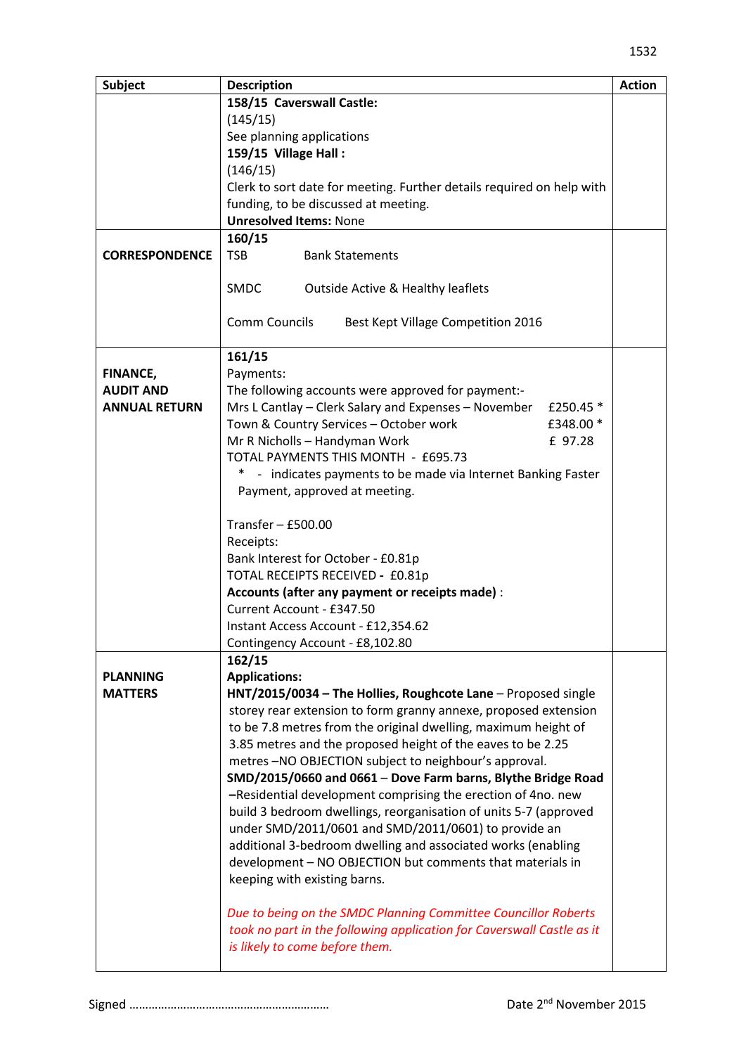| Subject | Description | Action |
|---|---|---|
| | **158/15 Caverswall Castle:**<br>(145/15)<br>See planning applications<br>**159/15 Village Hall :**<br>(146/15)<br>Clerk to sort date for meeting. Further details required on help with funding, to be discussed at meeting.<br>**Unresolved Items:** None | |
| **CORRESPONDENCE** | **160/15**<br>TSB Bank Statements<br><br>SMDC Outside Active & Healthy leaflets<br><br>Comm Councils Best Kept Village Competition 2016 | |
| **FINANCE, AUDIT AND ANNUAL RETURN** | **161/15**<br>Payments:<br>The following accounts were approved for payment:-<br>Mrs L Cantlay – Clerk Salary and Expenses – November £250.45 *<br>Town & Country Services – October work £348.00 *<br>Mr R Nicholls – Handyman Work £ 97.28<br>TOTAL PAYMENTS THIS MONTH - £695.73<br>* - indicates payments to be made via Internet Banking Faster Payment, approved at meeting.<br><br>Transfer – £500.00<br>Receipts:<br>Bank Interest for October - £0.81p<br>TOTAL RECEIPTS RECEIVED - £0.81p<br>**Accounts (after any payment or receipts made)** :<br>Current Account - £347.50<br>Instant Access Account - £12,354.62<br>Contingency Account - £8,102.80 | |
| **PLANNING MATTERS** | **162/15**<br>**Applications:**<br>**HNT/2015/0034 – The Hollies, Roughcote Lane** – Proposed single storey rear extension to form granny annexe, proposed extension to be 7.8 metres from the original dwelling, maximum height of 3.85 metres and the proposed height of the eaves to be 2.25 metres –NO OBJECTION subject to neighbour's approval.<br>**SMD/2015/0660 and 0661** – **Dove Farm barns, Blythe Bridge Road** –Residential development comprising the erection of 4no. new build 3 bedroom dwellings, reorganisation of units 5-7 (approved under SMD/2011/0601 and SMD/2011/0601) to provide an additional 3-bedroom dwelling and associated works (enabling development – NO OBJECTION but comments that materials in keeping with existing barns.<br><br>*Due to being on the SMDC Planning Committee Councillor Roberts took no part in the following application for Caverswall Castle as it is likely to come before them.* | |

Signed ……………………………………………………… Date 2nd November 2015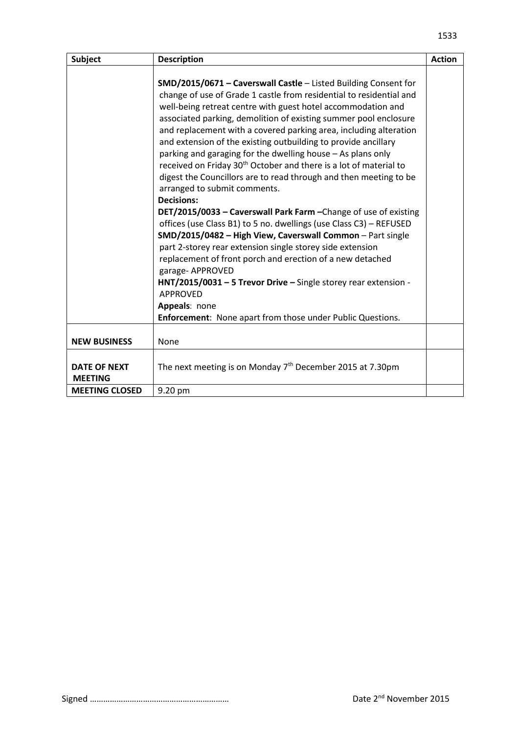| Subject | Description | Action |
|---|---|---|
| | **SMD/2015/0671 – Caverswall Castle** – Listed Building Consent for change of use of Grade 1 castle from residential to residential and well-being retreat centre with guest hotel accommodation and associated parking, demolition of existing summer pool enclosure and replacement with a covered parking area, including alteration and extension of the existing outbuilding to provide ancillary parking and garaging for the dwelling house – As plans only received on Friday 30th October and there is a lot of material to digest the Councillors are to read through and then meeting to be arranged to submit comments.<br>**Decisions:**<br>**DET/2015/0033 – Caverswall Park Farm** –Change of use of existing offices (use Class B1) to 5 no. dwellings (use Class C3) – REFUSED<br>**SMD/2015/0482 – High View, Caverswall Common** – Part single part 2-storey rear extension single storey side extension replacement of front porch and erection of a new detached garage- APPROVED<br>**HNT/2015/0031 – 5 Trevor Drive –** Single storey rear extension - APPROVED<br>**Appeals**: none<br>**Enforcement**: None apart from those under Public Questions. | |
| **NEW BUSINESS** | None | |
| **DATE OF NEXT MEETING** | The next meeting is on Monday 7th December 2015 at 7.30pm | |
| **MEETING CLOSED** | 9.20 pm | |

Signed ……………………………………………………… Date 2nd November 2015